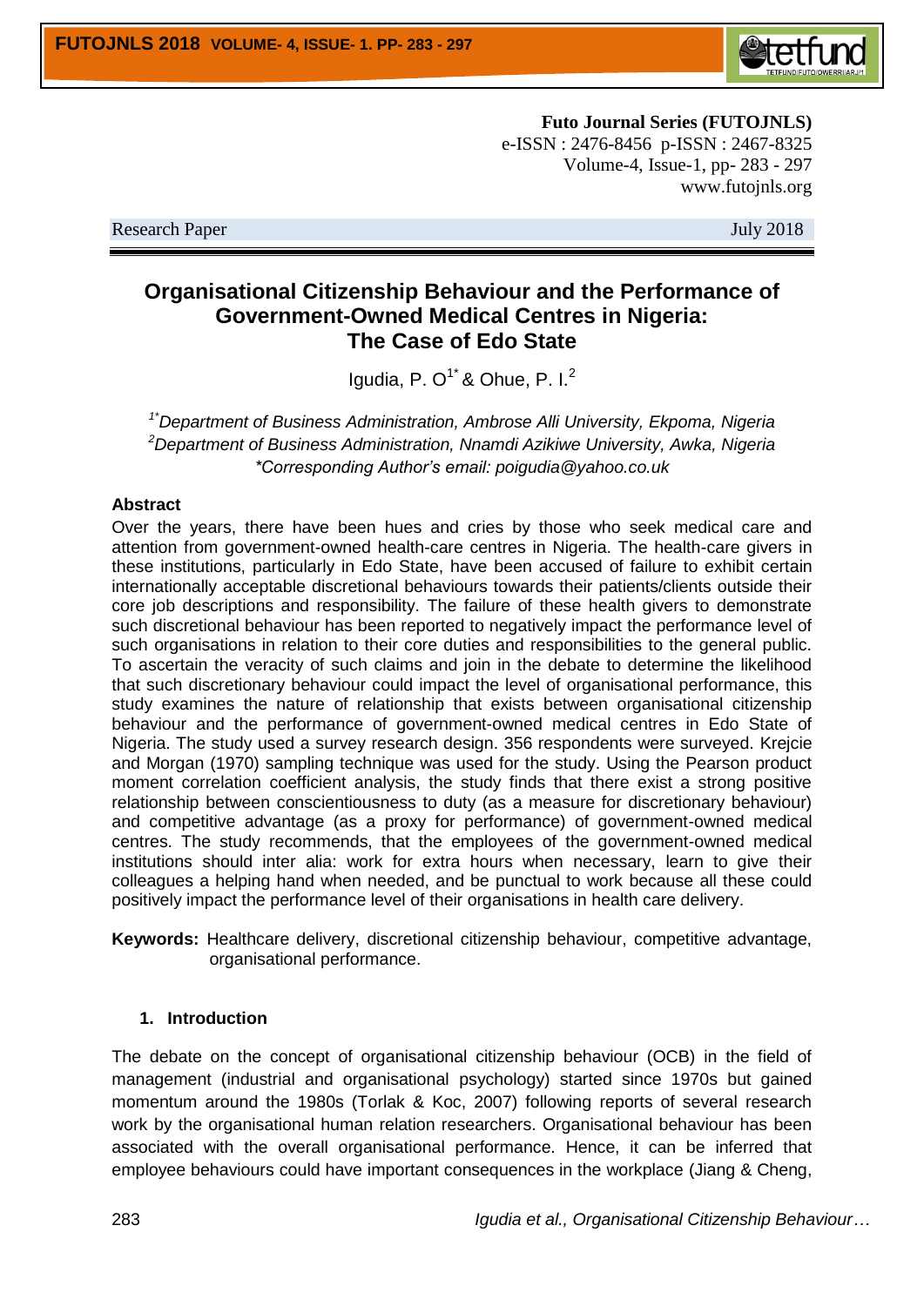Futo Journal Series (FUTOJNLS)
e-ISSN : 2476-8456 p-ISSN : 2467-8325
Volume-4, Issue-1, pp- 283 - 297
www.futojnls.org

Research Paper July 2018

# Organisational Citizenship Behaviour and the Performance of Government-Owned Medical Centres in Nigeria: The Case of Edo State

Igudia, P. O[1*] & Ohue, P. I.[2]

[1*]*Department of Business Administration, Ambrose Alli University, Ekpoma, Nigeria*
[2]*Department of Business Administration, Nnamdi Azikiwe University, Awka, Nigeria*
*\*Corresponding Author's email: poigudia@yahoo.co.uk*

## Abstract

Over the years, there have been hues and cries by those who seek medical care and attention from government-owned health-care centres in Nigeria. The health-care givers in these institutions, particularly in Edo State, have been accused of failure to exhibit certain internationally acceptable discretional behaviours towards their patients/clients outside their core job descriptions and responsibility. The failure of these health givers to demonstrate such discretional behaviour has been reported to negatively impact the performance level of such organisations in relation to their core duties and responsibilities to the general public. To ascertain the veracity of such claims and join in the debate to determine the likelihood that such discretionary behaviour could impact the level of organisational performance, this study examines the nature of relationship that exists between organisational citizenship behaviour and the performance of government-owned medical centres in Edo State of Nigeria. The study used a survey research design. 356 respondents were surveyed. Krejcie and Morgan (1970) sampling technique was used for the study. Using the Pearson product moment correlation coefficient analysis, the study finds that there exist a strong positive relationship between conscientiousness to duty (as a measure for discretionary behaviour) and competitive advantage (as a proxy for performance) of government-owned medical centres. The study recommends, that the employees of the government-owned medical institutions should inter alia: work for extra hours when necessary, learn to give their colleagues a helping hand when needed, and be punctual to work because all these could positively impact the performance level of their organisations in health care delivery.

**Keywords:** Healthcare delivery, discretional citizenship behaviour, competitive advantage, organisational performance.

## 1. Introduction

The debate on the concept of organisational citizenship behaviour (OCB) in the field of management (industrial and organisational psychology) started since 1970s but gained momentum around the 1980s (Torlak & Koc, 2007) following reports of several research work by the organisational human relation researchers. Organisational behaviour has been associated with the overall organisational performance. Hence, it can be inferred that employee behaviours could have important consequences in the workplace (Jiang & Cheng,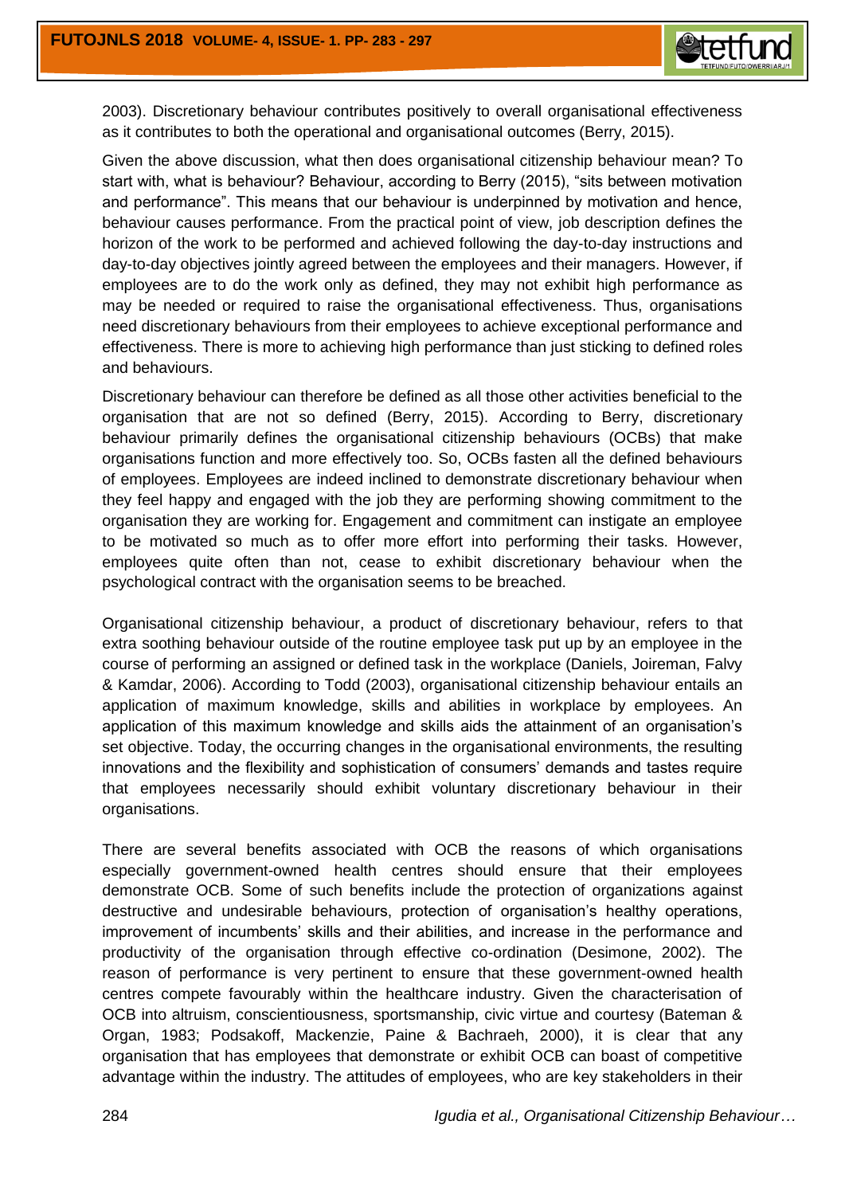2003). Discretionary behaviour contributes positively to overall organisational effectiveness as it contributes to both the operational and organisational outcomes (Berry, 2015).

Given the above discussion, what then does organisational citizenship behaviour mean? To start with, what is behaviour? Behaviour, according to Berry (2015), "sits between motivation and performance". This means that our behaviour is underpinned by motivation and hence, behaviour causes performance. From the practical point of view, job description defines the horizon of the work to be performed and achieved following the day-to-day instructions and day-to-day objectives jointly agreed between the employees and their managers. However, if employees are to do the work only as defined, they may not exhibit high performance as may be needed or required to raise the organisational effectiveness. Thus, organisations need discretionary behaviours from their employees to achieve exceptional performance and effectiveness. There is more to achieving high performance than just sticking to defined roles and behaviours.

Discretionary behaviour can therefore be defined as all those other activities beneficial to the organisation that are not so defined (Berry, 2015). According to Berry, discretionary behaviour primarily defines the organisational citizenship behaviours (OCBs) that make organisations function and more effectively too. So, OCBs fasten all the defined behaviours of employees. Employees are indeed inclined to demonstrate discretionary behaviour when they feel happy and engaged with the job they are performing showing commitment to the organisation they are working for. Engagement and commitment can instigate an employee to be motivated so much as to offer more effort into performing their tasks. However, employees quite often than not, cease to exhibit discretionary behaviour when the psychological contract with the organisation seems to be breached.

Organisational citizenship behaviour, a product of discretionary behaviour, refers to that extra soothing behaviour outside of the routine employee task put up by an employee in the course of performing an assigned or defined task in the workplace (Daniels, Joireman, Falvy & Kamdar, 2006). According to Todd (2003), organisational citizenship behaviour entails an application of maximum knowledge, skills and abilities in workplace by employees. An application of this maximum knowledge and skills aids the attainment of an organisation's set objective. Today, the occurring changes in the organisational environments, the resulting innovations and the flexibility and sophistication of consumers' demands and tastes require that employees necessarily should exhibit voluntary discretionary behaviour in their organisations.

There are several benefits associated with OCB the reasons of which organisations especially government-owned health centres should ensure that their employees demonstrate OCB. Some of such benefits include the protection of organizations against destructive and undesirable behaviours, protection of organisation's healthy operations, improvement of incumbents' skills and their abilities, and increase in the performance and productivity of the organisation through effective co-ordination (Desimone, 2002). The reason of performance is very pertinent to ensure that these government-owned health centres compete favourably within the healthcare industry. Given the characterisation of OCB into altruism, conscientiousness, sportsmanship, civic virtue and courtesy (Bateman & Organ, 1983; Podsakoff, Mackenzie, Paine & Bachraeh, 2000), it is clear that any organisation that has employees that demonstrate or exhibit OCB can boast of competitive advantage within the industry. The attitudes of employees, who are key stakeholders in their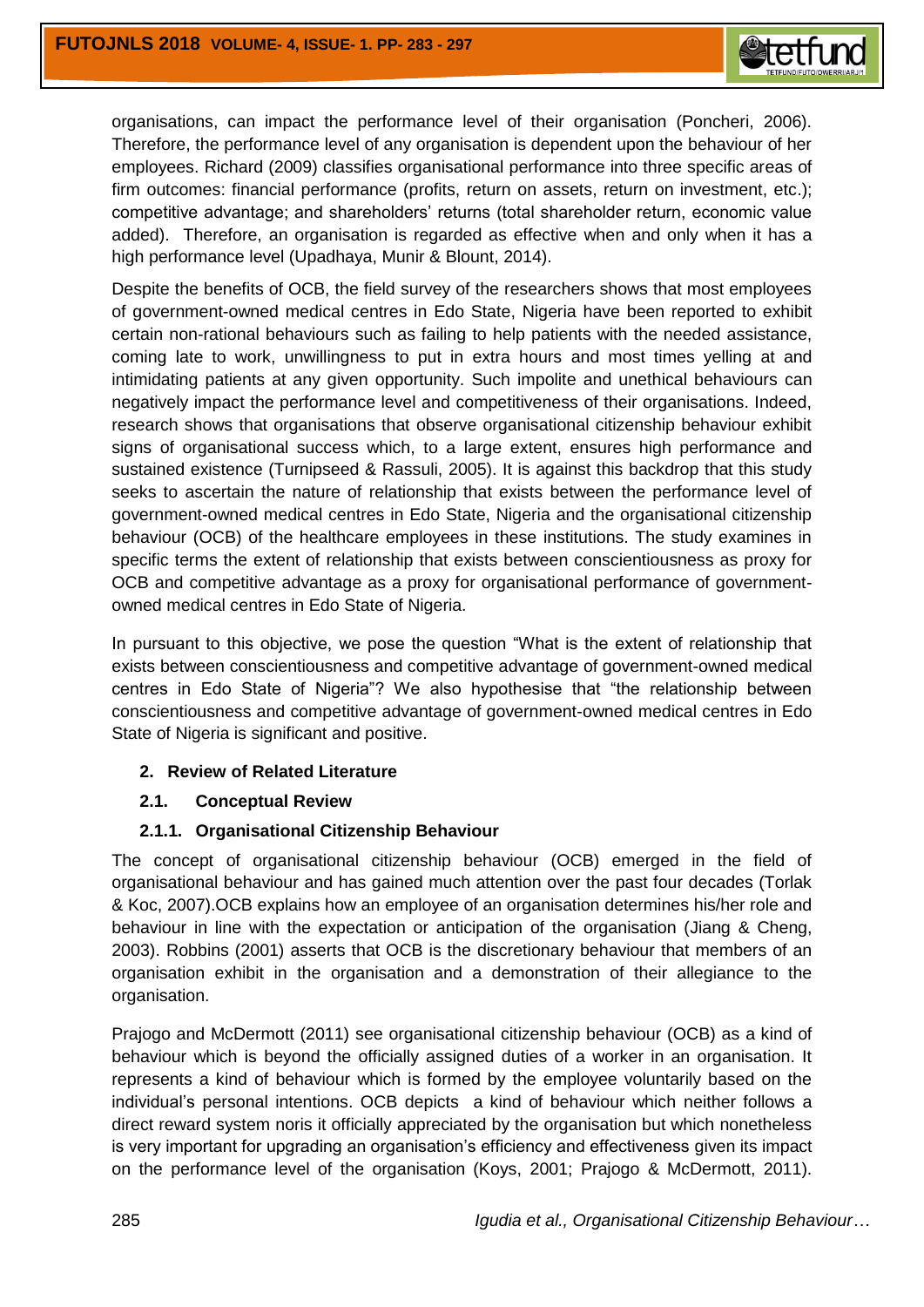organisations, can impact the performance level of their organisation (Poncheri, 2006). Therefore, the performance level of any organisation is dependent upon the behaviour of her employees. Richard (2009) classifies organisational performance into three specific areas of firm outcomes: financial performance (profits, return on assets, return on investment, etc.); competitive advantage; and shareholders' returns (total shareholder return, economic value added). Therefore, an organisation is regarded as effective when and only when it has a high performance level (Upadhaya, Munir & Blount, 2014).

Despite the benefits of OCB, the field survey of the researchers shows that most employees of government-owned medical centres in Edo State, Nigeria have been reported to exhibit certain non-rational behaviours such as failing to help patients with the needed assistance, coming late to work, unwillingness to put in extra hours and most times yelling at and intimidating patients at any given opportunity. Such impolite and unethical behaviours can negatively impact the performance level and competitiveness of their organisations. Indeed, research shows that organisations that observe organisational citizenship behaviour exhibit signs of organisational success which, to a large extent, ensures high performance and sustained existence (Turnipseed & Rassuli, 2005). It is against this backdrop that this study seeks to ascertain the nature of relationship that exists between the performance level of government-owned medical centres in Edo State, Nigeria and the organisational citizenship behaviour (OCB) of the healthcare employees in these institutions. The study examines in specific terms the extent of relationship that exists between conscientiousness as proxy for OCB and competitive advantage as a proxy for organisational performance of government-owned medical centres in Edo State of Nigeria.

In pursuant to this objective, we pose the question "What is the extent of relationship that exists between conscientiousness and competitive advantage of government-owned medical centres in Edo State of Nigeria"? We also hypothesise that "the relationship between conscientiousness and competitive advantage of government-owned medical centres in Edo State of Nigeria is significant and positive.

## 2. Review of Related Literature

### 2.1. Conceptual Review

#### 2.1.1. Organisational Citizenship Behaviour

The concept of organisational citizenship behaviour (OCB) emerged in the field of organisational behaviour and has gained much attention over the past four decades (Torlak & Koc, 2007).OCB explains how an employee of an organisation determines his/her role and behaviour in line with the expectation or anticipation of the organisation (Jiang & Cheng, 2003). Robbins (2001) asserts that OCB is the discretionary behaviour that members of an organisation exhibit in the organisation and a demonstration of their allegiance to the organisation.

Prajogo and McDermott (2011) see organisational citizenship behaviour (OCB) as a kind of behaviour which is beyond the officially assigned duties of a worker in an organisation. It represents a kind of behaviour which is formed by the employee voluntarily based on the individual's personal intentions. OCB depicts a kind of behaviour which neither follows a direct reward system noris it officially appreciated by the organisation but which nonetheless is very important for upgrading an organisation's efficiency and effectiveness given its impact on the performance level of the organisation (Koys, 2001; Prajogo & McDermott, 2011).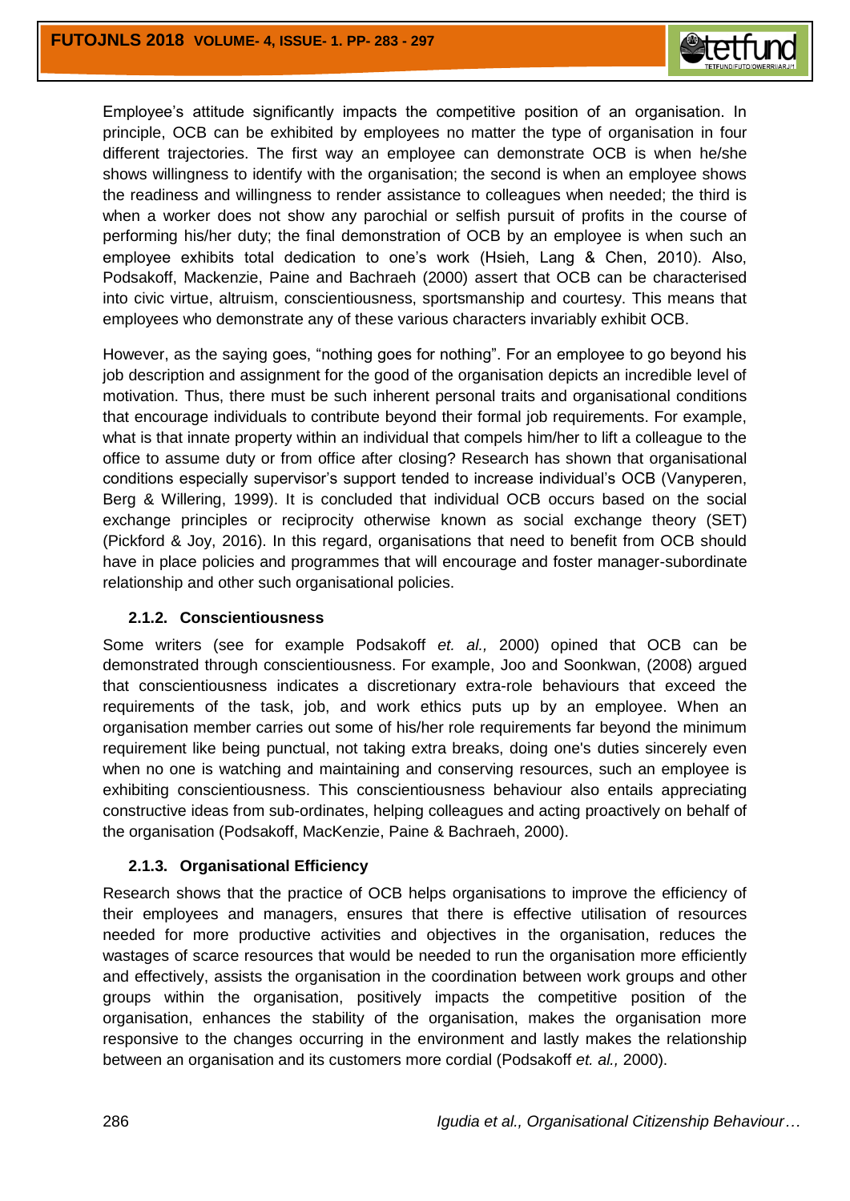Employee's attitude significantly impacts the competitive position of an organisation. In principle, OCB can be exhibited by employees no matter the type of organisation in four different trajectories. The first way an employee can demonstrate OCB is when he/she shows willingness to identify with the organisation; the second is when an employee shows the readiness and willingness to render assistance to colleagues when needed; the third is when a worker does not show any parochial or selfish pursuit of profits in the course of performing his/her duty; the final demonstration of OCB by an employee is when such an employee exhibits total dedication to one's work (Hsieh, Lang & Chen, 2010). Also, Podsakoff, Mackenzie, Paine and Bachraeh (2000) assert that OCB can be characterised into civic virtue, altruism, conscientiousness, sportsmanship and courtesy. This means that employees who demonstrate any of these various characters invariably exhibit OCB.

However, as the saying goes, "nothing goes for nothing". For an employee to go beyond his job description and assignment for the good of the organisation depicts an incredible level of motivation. Thus, there must be such inherent personal traits and organisational conditions that encourage individuals to contribute beyond their formal job requirements. For example, what is that innate property within an individual that compels him/her to lift a colleague to the office to assume duty or from office after closing? Research has shown that organisational conditions especially supervisor's support tended to increase individual's OCB (Vanyperen, Berg & Willering, 1999). It is concluded that individual OCB occurs based on the social exchange principles or reciprocity otherwise known as social exchange theory (SET) (Pickford & Joy, 2016). In this regard, organisations that need to benefit from OCB should have in place policies and programmes that will encourage and foster manager-subordinate relationship and other such organisational policies.

### 2.1.2. Conscientiousness

Some writers (see for example Podsakoff *et. al.,* 2000) opined that OCB can be demonstrated through conscientiousness. For example, Joo and Soonkwan, (2008) argued that conscientiousness indicates a discretionary extra-role behaviours that exceed the requirements of the task, job, and work ethics puts up by an employee. When an organisation member carries out some of his/her role requirements far beyond the minimum requirement like being punctual, not taking extra breaks, doing one's duties sincerely even when no one is watching and maintaining and conserving resources, such an employee is exhibiting conscientiousness. This conscientiousness behaviour also entails appreciating constructive ideas from sub-ordinates, helping colleagues and acting proactively on behalf of the organisation (Podsakoff, MacKenzie, Paine & Bachraeh, 2000).

### 2.1.3. Organisational Efficiency

Research shows that the practice of OCB helps organisations to improve the efficiency of their employees and managers, ensures that there is effective utilisation of resources needed for more productive activities and objectives in the organisation, reduces the wastages of scarce resources that would be needed to run the organisation more efficiently and effectively, assists the organisation in the coordination between work groups and other groups within the organisation, positively impacts the competitive position of the organisation, enhances the stability of the organisation, makes the organisation more responsive to the changes occurring in the environment and lastly makes the relationship between an organisation and its customers more cordial (Podsakoff *et. al.,* 2000).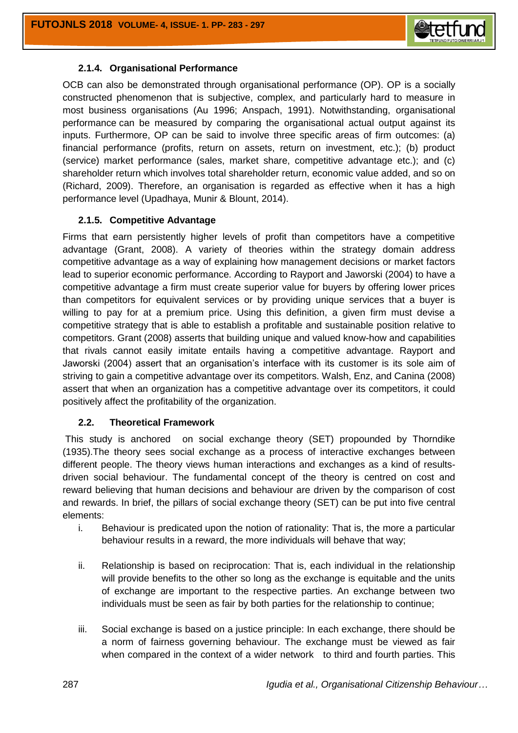### 2.1.4. Organisational Performance

OCB can also be demonstrated through organisational performance (OP). OP is a socially constructed phenomenon that is subjective, complex, and particularly hard to measure in most business organisations (Au 1996; Anspach, 1991). Notwithstanding, organisational performance can be measured by comparing the organisational actual output against its inputs. Furthermore, OP can be said to involve three specific areas of firm outcomes: (a) financial performance (profits, return on assets, return on investment, etc.); (b) product (service) market performance (sales, market share, competitive advantage etc.); and (c) shareholder return which involves total shareholder return, economic value added, and so on (Richard, 2009). Therefore, an organisation is regarded as effective when it has a high performance level (Upadhaya, Munir & Blount, 2014).

### 2.1.5. Competitive Advantage

Firms that earn persistently higher levels of profit than competitors have a competitive advantage (Grant, 2008). A variety of theories within the strategy domain address competitive advantage as a way of explaining how management decisions or market factors lead to superior economic performance. According to Rayport and Jaworski (2004) to have a competitive advantage a firm must create superior value for buyers by offering lower prices than competitors for equivalent services or by providing unique services that a buyer is willing to pay for at a premium price. Using this definition, a given firm must devise a competitive strategy that is able to establish a profitable and sustainable position relative to competitors. Grant (2008) asserts that building unique and valued know-how and capabilities that rivals cannot easily imitate entails having a competitive advantage. Rayport and Jaworski (2004) assert that an organisation's interface with its customer is its sole aim of striving to gain a competitive advantage over its competitors. Walsh, Enz, and Canina (2008) assert that when an organization has a competitive advantage over its competitors, it could positively affect the profitability of the organization.

## 2.2. Theoretical Framework

This study is anchored on social exchange theory (SET) propounded by Thorndike (1935).The theory sees social exchange as a process of interactive exchanges between different people. The theory views human interactions and exchanges as a kind of results-driven social behaviour. The fundamental concept of the theory is centred on cost and reward believing that human decisions and behaviour are driven by the comparison of cost and rewards. In brief, the pillars of social exchange theory (SET) can be put into five central elements:

i. Behaviour is predicated upon the notion of rationality: That is, the more a particular behaviour results in a reward, the more individuals will behave that way;

ii. Relationship is based on reciprocation: That is, each individual in the relationship will provide benefits to the other so long as the exchange is equitable and the units of exchange are important to the respective parties. An exchange between two individuals must be seen as fair by both parties for the relationship to continue;

iii. Social exchange is based on a justice principle: In each exchange, there should be a norm of fairness governing behaviour. The exchange must be viewed as fair when compared in the context of a wider network to third and fourth parties. This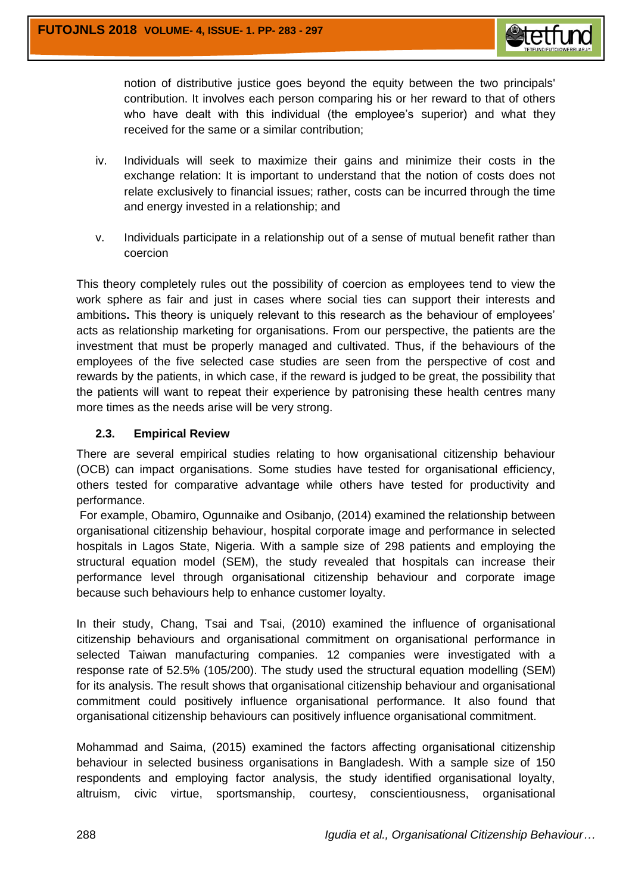notion of distributive justice goes beyond the equity between the two principals' contribution. It involves each person comparing his or her reward to that of others who have dealt with this individual (the employee's superior) and what they received for the same or a similar contribution;

iv. Individuals will seek to maximize their gains and minimize their costs in the exchange relation: It is important to understand that the notion of costs does not relate exclusively to financial issues; rather, costs can be incurred through the time and energy invested in a relationship; and

v. Individuals participate in a relationship out of a sense of mutual benefit rather than coercion

This theory completely rules out the possibility of coercion as employees tend to view the work sphere as fair and just in cases where social ties can support their interests and ambitions**.** This theory is uniquely relevant to this research as the behaviour of employees' acts as relationship marketing for organisations. From our perspective, the patients are the investment that must be properly managed and cultivated. Thus, if the behaviours of the employees of the five selected case studies are seen from the perspective of cost and rewards by the patients, in which case, if the reward is judged to be great, the possibility that the patients will want to repeat their experience by patronising these health centres many more times as the needs arise will be very strong.

### 2.3. Empirical Review

There are several empirical studies relating to how organisational citizenship behaviour (OCB) can impact organisations. Some studies have tested for organisational efficiency, others tested for comparative advantage while others have tested for productivity and performance.

For example, Obamiro, Ogunnaike and Osibanjo, (2014) examined the relationship between organisational citizenship behaviour, hospital corporate image and performance in selected hospitals in Lagos State, Nigeria. With a sample size of 298 patients and employing the structural equation model (SEM), the study revealed that hospitals can increase their performance level through organisational citizenship behaviour and corporate image because such behaviours help to enhance customer loyalty.

In their study, Chang, Tsai and Tsai, (2010) examined the influence of organisational citizenship behaviours and organisational commitment on organisational performance in selected Taiwan manufacturing companies. 12 companies were investigated with a response rate of 52.5% (105/200). The study used the structural equation modelling (SEM) for its analysis. The result shows that organisational citizenship behaviour and organisational commitment could positively influence organisational performance. It also found that organisational citizenship behaviours can positively influence organisational commitment.

Mohammad and Saima, (2015) examined the factors affecting organisational citizenship behaviour in selected business organisations in Bangladesh. With a sample size of 150 respondents and employing factor analysis, the study identified organisational loyalty, altruism, civic virtue, sportsmanship, courtesy, conscientiousness, organisational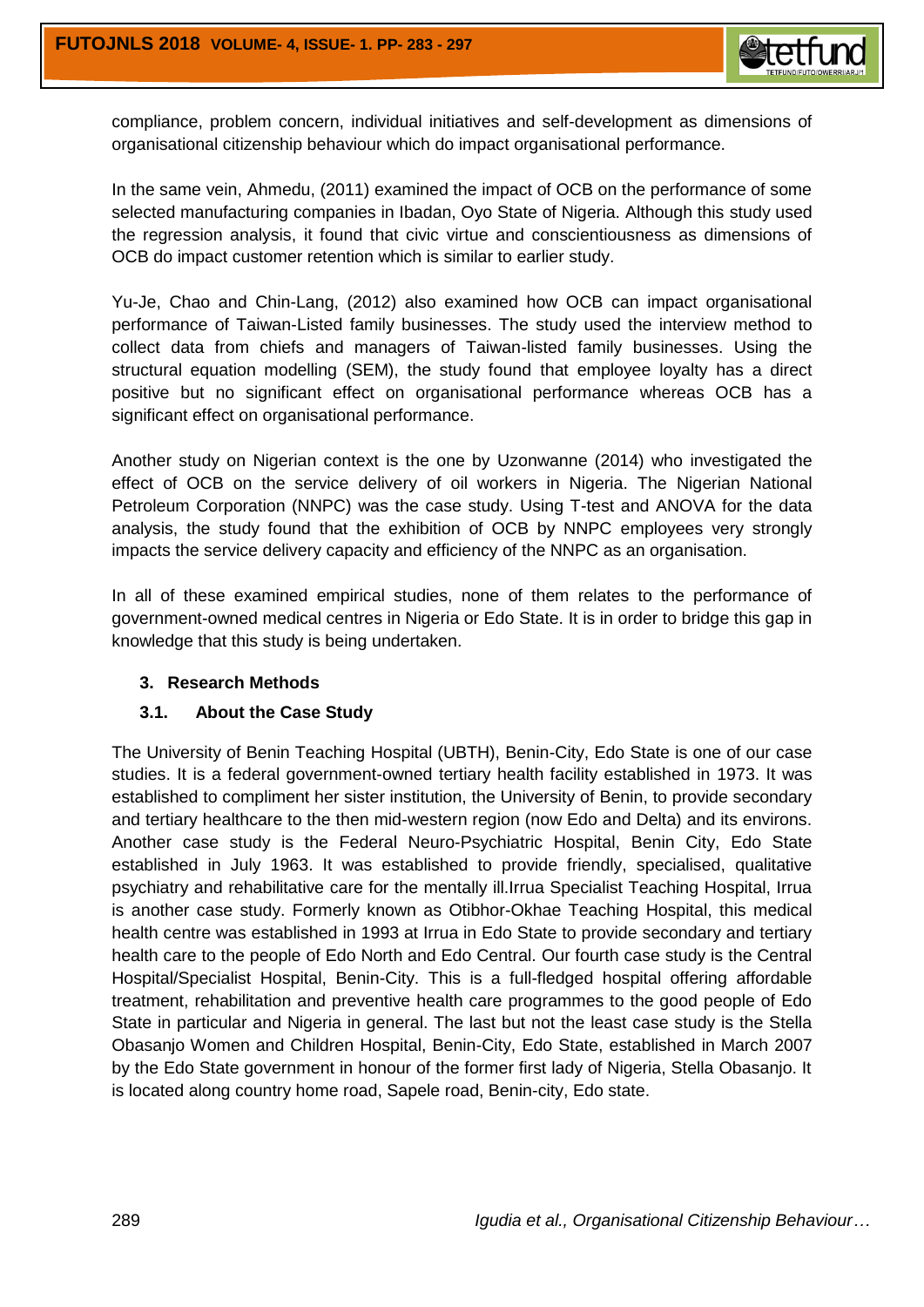compliance, problem concern, individual initiatives and self-development as dimensions of organisational citizenship behaviour which do impact organisational performance.

In the same vein, Ahmedu, (2011) examined the impact of OCB on the performance of some selected manufacturing companies in Ibadan, Oyo State of Nigeria. Although this study used the regression analysis, it found that civic virtue and conscientiousness as dimensions of OCB do impact customer retention which is similar to earlier study.

Yu-Je, Chao and Chin-Lang, (2012) also examined how OCB can impact organisational performance of Taiwan-Listed family businesses. The study used the interview method to collect data from chiefs and managers of Taiwan-listed family businesses. Using the structural equation modelling (SEM), the study found that employee loyalty has a direct positive but no significant effect on organisational performance whereas OCB has a significant effect on organisational performance.

Another study on Nigerian context is the one by Uzonwanne (2014) who investigated the effect of OCB on the service delivery of oil workers in Nigeria. The Nigerian National Petroleum Corporation (NNPC) was the case study. Using T-test and ANOVA for the data analysis, the study found that the exhibition of OCB by NNPC employees very strongly impacts the service delivery capacity and efficiency of the NNPC as an organisation.

In all of these examined empirical studies, none of them relates to the performance of government-owned medical centres in Nigeria or Edo State. It is in order to bridge this gap in knowledge that this study is being undertaken.

## 3. Research Methods

### 3.1. About the Case Study

The University of Benin Teaching Hospital (UBTH), Benin-City, Edo State is one of our case studies. It is a federal government-owned tertiary health facility established in 1973. It was established to compliment her sister institution, the University of Benin, to provide secondary and tertiary healthcare to the then mid-western region (now Edo and Delta) and its environs. Another case study is the Federal Neuro-Psychiatric Hospital, Benin City, Edo State established in July 1963. It was established to provide friendly, specialised, qualitative psychiatry and rehabilitative care for the mentally ill.Irrua Specialist Teaching Hospital, Irrua is another case study. Formerly known as Otibhor-Okhae Teaching Hospital, this medical health centre was established in 1993 at Irrua in Edo State to provide secondary and tertiary health care to the people of Edo North and Edo Central. Our fourth case study is the Central Hospital/Specialist Hospital, Benin-City. This is a full-fledged hospital offering affordable treatment, rehabilitation and preventive health care programmes to the good people of Edo State in particular and Nigeria in general. The last but not the least case study is the Stella Obasanjo Women and Children Hospital, Benin-City, Edo State, established in March 2007 by the Edo State government in honour of the former first lady of Nigeria, Stella Obasanjo. It is located along country home road, Sapele road, Benin-city, Edo state.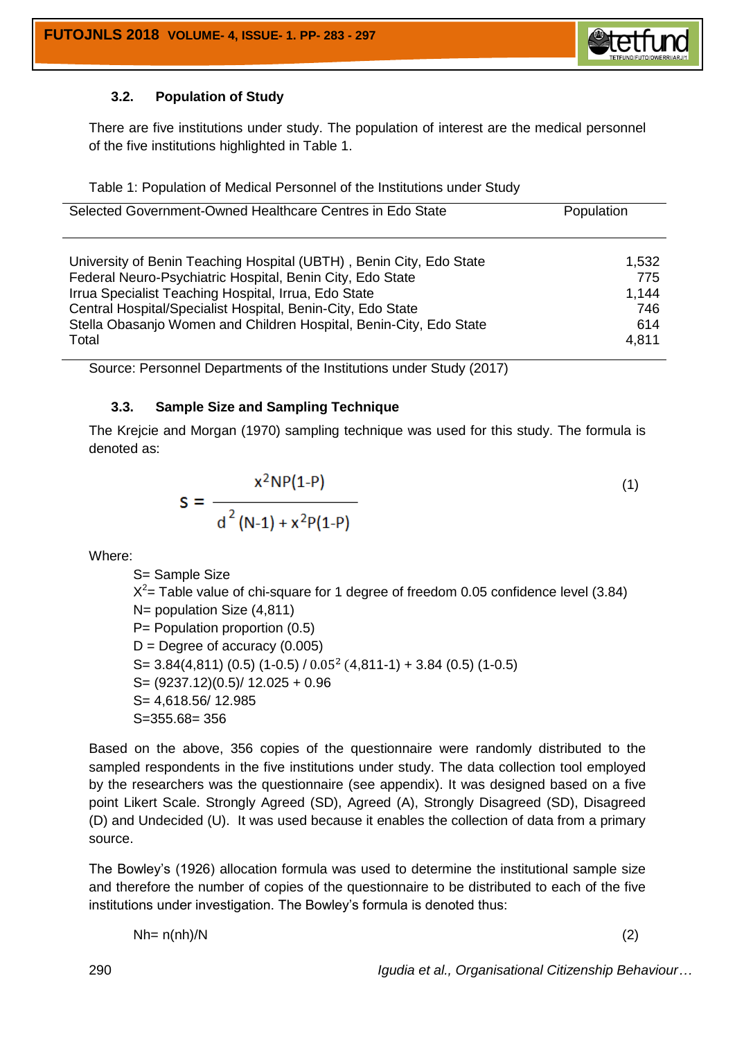### 3.2. Population of Study

There are five institutions under study. The population of interest are the medical personnel of the five institutions highlighted in Table 1.

Table 1: Population of Medical Personnel of the Institutions under Study

| Selected Government-Owned Healthcare Centres in Edo State | Population |
|---|---|
| University of Benin Teaching Hospital (UBTH) , Benin City, Edo State | 1,532 |
| Federal Neuro-Psychiatric Hospital, Benin City, Edo State | 775 |
| Irrua Specialist Teaching Hospital, Irrua, Edo State | 1,144 |
| Central Hospital/Specialist Hospital, Benin-City, Edo State | 746 |
| Stella Obasanjo Women and Children Hospital, Benin-City, Edo State | 614 |
| Total | 4,811 |

Source: Personnel Departments of the Institutions under Study (2017)

### 3.3. Sample Size and Sampling Technique

The Krejcie and Morgan (1970) sampling technique was used for this study. The formula is denoted as:

$$s = \frac{x^2NP(1\text{-}P)}{d^2(N\text{-}1) + x^2P(1\text{-}P)} \qquad (1)$$

Where:

S= Sample Size
$X^2$= Table value of chi-square for 1 degree of freedom 0.05 confidence level (3.84)
N= population Size (4,811)
P= Population proportion (0.5)
D = Degree of accuracy (0.005)
S= 3.84(4,811) (0.5) (1-0.5) / $0.05^2$ (4,811-1) + 3.84 (0.5) (1-0.5)
S= (9237.12)(0.5)/ 12.025 + 0.96
S= 4,618.56/ 12.985
S=355.68= 356

Based on the above, 356 copies of the questionnaire were randomly distributed to the sampled respondents in the five institutions under study. The data collection tool employed by the researchers was the questionnaire (see appendix). It was designed based on a five point Likert Scale. Strongly Agreed (SD), Agreed (A), Strongly Disagreed (SD), Disagreed (D) and Undecided (U). It was used because it enables the collection of data from a primary source.

The Bowley's (1926) allocation formula was used to determine the institutional sample size and therefore the number of copies of the questionnaire to be distributed to each of the five institutions under investigation. The Bowley's formula is denoted thus:

$$Nh = n(nh)/N \qquad (2)$$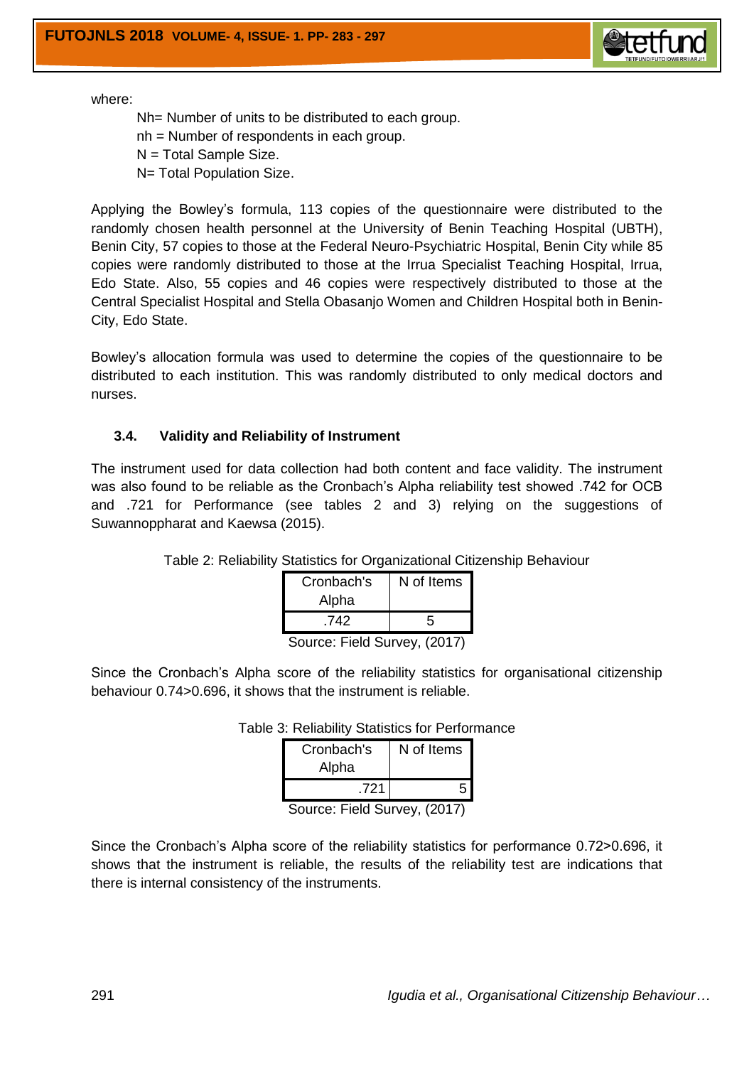where:

Nh= Number of units to be distributed to each group.
nh = Number of respondents in each group.
N = Total Sample Size.
N= Total Population Size.

Applying the Bowley's formula, 113 copies of the questionnaire were distributed to the randomly chosen health personnel at the University of Benin Teaching Hospital (UBTH), Benin City, 57 copies to those at the Federal Neuro-Psychiatric Hospital, Benin City while 85 copies were randomly distributed to those at the Irrua Specialist Teaching Hospital, Irrua, Edo State. Also, 55 copies and 46 copies were respectively distributed to those at the Central Specialist Hospital and Stella Obasanjo Women and Children Hospital both in Benin-City, Edo State.

Bowley's allocation formula was used to determine the copies of the questionnaire to be distributed to each institution. This was randomly distributed to only medical doctors and nurses.

### 3.4. Validity and Reliability of Instrument

The instrument used for data collection had both content and face validity. The instrument was also found to be reliable as the Cronbach's Alpha reliability test showed .742 for OCB and .721 for Performance (see tables 2 and 3) relying on the suggestions of Suwannoppharat and Kaewsa (2015).

Table 2: Reliability Statistics for Organizational Citizenship Behaviour

| Cronbach's Alpha | N of Items |
|---|---|
| .742 | 5 |

Source: Field Survey, (2017)

Since the Cronbach's Alpha score of the reliability statistics for organisational citizenship behaviour 0.74>0.696, it shows that the instrument is reliable.

Table 3: Reliability Statistics for Performance

| Cronbach's Alpha | N of Items |
|---|---|
| .721 | 5 |

Source: Field Survey, (2017)

Since the Cronbach's Alpha score of the reliability statistics for performance 0.72>0.696, it shows that the instrument is reliable, the results of the reliability test are indications that there is internal consistency of the instruments.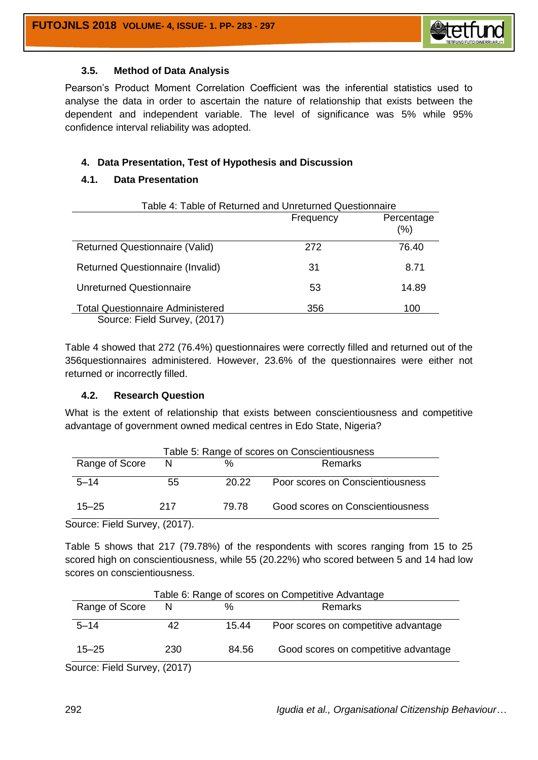### 3.5. Method of Data Analysis

Pearson's Product Moment Correlation Coefficient was the inferential statistics used to analyse the data in order to ascertain the nature of relationship that exists between the dependent and independent variable. The level of significance was 5% while 95% confidence interval reliability was adopted.

## 4. Data Presentation, Test of Hypothesis and Discussion

### 4.1. Data Presentation

Table 4: Table of Returned and Unreturned Questionnaire

| | Frequency | Percentage (%) |
|---|---|---|
| Returned Questionnaire (Valid) | 272 | 76.40 |
| Returned Questionnaire (Invalid) | 31 | 8.71 |
| Unreturned Questionnaire | 53 | 14.89 |
| Total Questionnaire Administered | 356 | 100 |

Source: Field Survey, (2017)

Table 4 showed that 272 (76.4%) questionnaires were correctly filled and returned out of the 356questionnaires administered. However, 23.6% of the questionnaires were either not returned or incorrectly filled.

### 4.2. Research Question

What is the extent of relationship that exists between conscientiousness and competitive advantage of government owned medical centres in Edo State, Nigeria?

Table 5: Range of scores on Conscientiousness

| Range of Score | N | % | Remarks |
|---|---|---|---|
| 5–14 | 55 | 20.22 | Poor scores on Conscientiousness |
| 15–25 | 217 | 79.78 | Good scores on Conscientiousness |

Source: Field Survey, (2017).

Table 5 shows that 217 (79.78%) of the respondents with scores ranging from 15 to 25 scored high on conscientiousness, while 55 (20.22%) who scored between 5 and 14 had low scores on conscientiousness.

Table 6: Range of scores on Competitive Advantage

| Range of Score | N | % | Remarks |
|---|---|---|---|
| 5–14 | 42 | 15.44 | Poor scores on competitive advantage |
| 15–25 | 230 | 84.56 | Good scores on competitive advantage |

Source: Field Survey, (2017)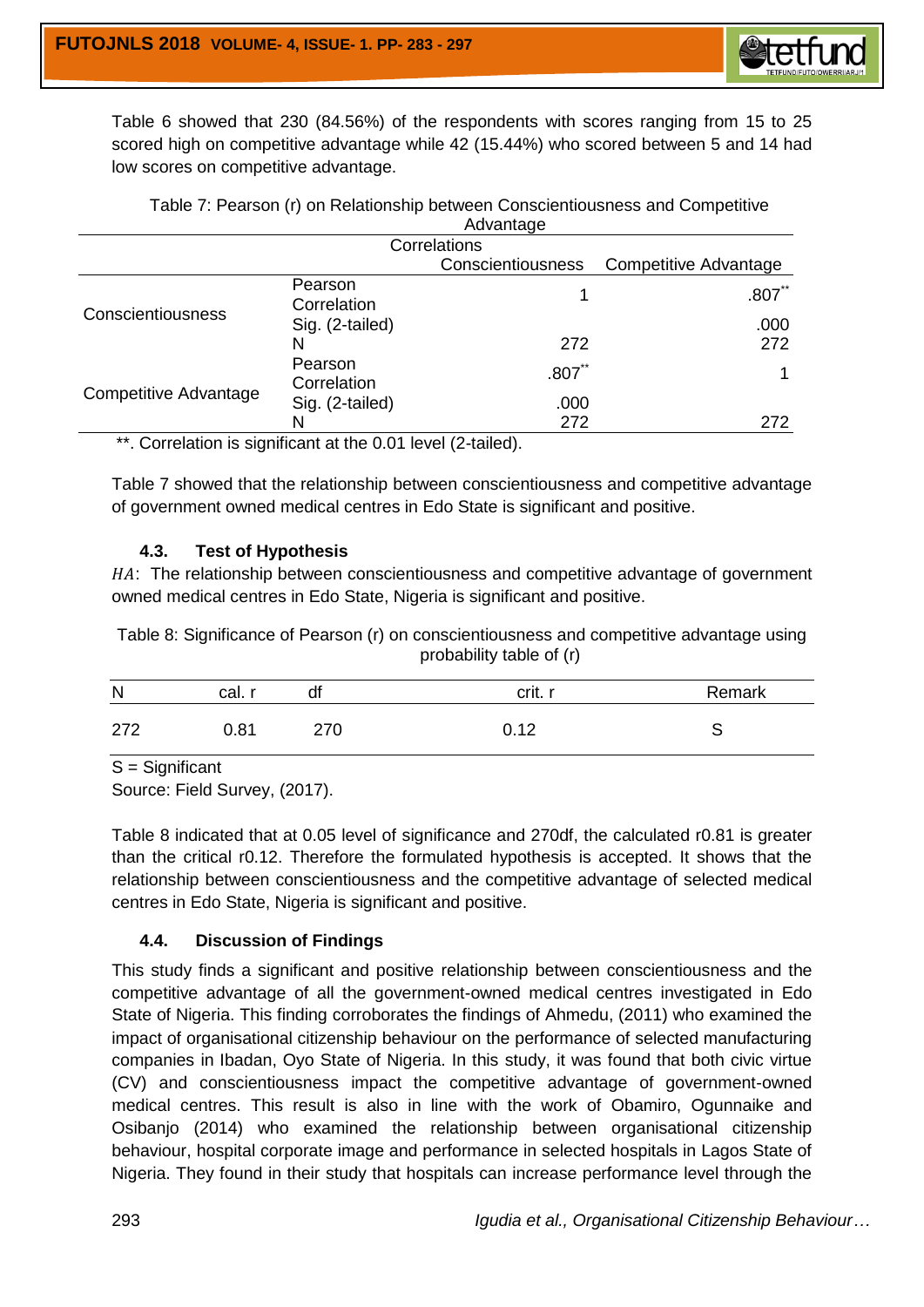Table 6 showed that 230 (84.56%) of the respondents with scores ranging from 15 to 25 scored high on competitive advantage while 42 (15.44%) who scored between 5 and 14 had low scores on competitive advantage.

Table 7: Pearson (r) on Relationship between Conscientiousness and Competitive Advantage

| Correlations | | | |
|---|---|---|---|
| | | Conscientiousness | Competitive Advantage |
| Conscientiousness | Pearson Correlation | 1 | .807** |
| | Sig. (2-tailed) | | .000 |
| | N | 272 | 272 |
| Competitive Advantage | Pearson Correlation | .807** | 1 |
| | Sig. (2-tailed) | .000 | |
| | N | 272 | 272 |

**. Correlation is significant at the 0.01 level (2-tailed).

Table 7 showed that the relationship between conscientiousness and competitive advantage of government owned medical centres in Edo State is significant and positive.

### 4.3. Test of Hypothesis

*HA*: The relationship between conscientiousness and competitive advantage of government owned medical centres in Edo State, Nigeria is significant and positive.

Table 8: Significance of Pearson (r) on conscientiousness and competitive advantage using probability table of (r)

| N | cal. r | df | crit. r | Remark |
|---|---|---|---|---|
| 272 | 0.81 | 270 | 0.12 | S |

S = Significant

Source: Field Survey, (2017).

Table 8 indicated that at 0.05 level of significance and 270df, the calculated r0.81 is greater than the critical r0.12. Therefore the formulated hypothesis is accepted. It shows that the relationship between conscientiousness and the competitive advantage of selected medical centres in Edo State, Nigeria is significant and positive.

### 4.4. Discussion of Findings

This study finds a significant and positive relationship between conscientiousness and the competitive advantage of all the government-owned medical centres investigated in Edo State of Nigeria. This finding corroborates the findings of Ahmedu, (2011) who examined the impact of organisational citizenship behaviour on the performance of selected manufacturing companies in Ibadan, Oyo State of Nigeria. In this study, it was found that both civic virtue (CV) and conscientiousness impact the competitive advantage of government-owned medical centres. This result is also in line with the work of Obamiro, Ogunnaike and Osibanjo (2014) who examined the relationship between organisational citizenship behaviour, hospital corporate image and performance in selected hospitals in Lagos State of Nigeria. They found in their study that hospitals can increase performance level through the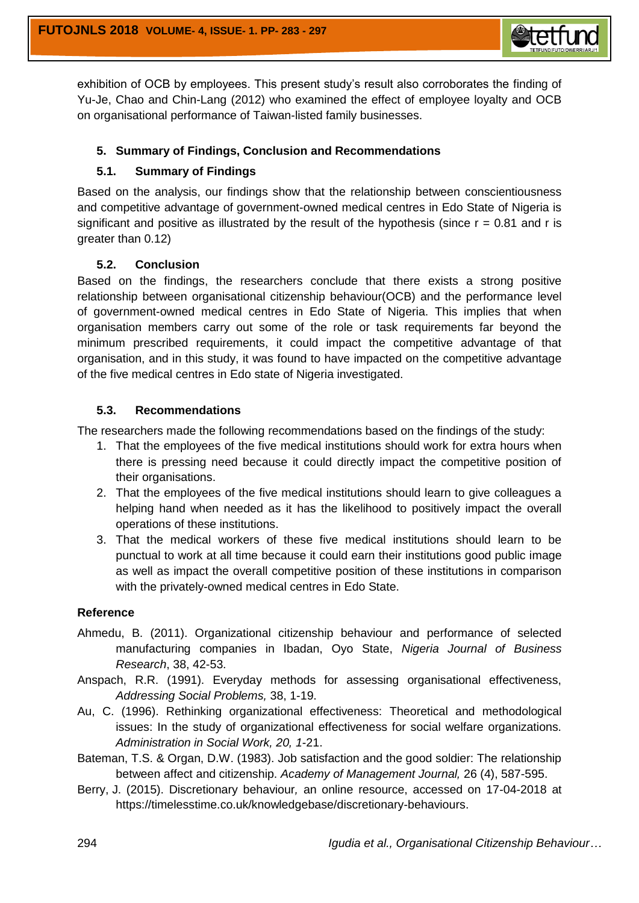exhibition of OCB by employees. This present study's result also corroborates the finding of Yu-Je, Chao and Chin-Lang (2012) who examined the effect of employee loyalty and OCB on organisational performance of Taiwan-listed family businesses.

## 5. Summary of Findings, Conclusion and Recommendations

### 5.1. Summary of Findings

Based on the analysis, our findings show that the relationship between conscientiousness and competitive advantage of government-owned medical centres in Edo State of Nigeria is significant and positive as illustrated by the result of the hypothesis (since $r = 0.81$ and r is greater than 0.12)

### 5.2. Conclusion

Based on the findings, the researchers conclude that there exists a strong positive relationship between organisational citizenship behaviour(OCB) and the performance level of government-owned medical centres in Edo State of Nigeria. This implies that when organisation members carry out some of the role or task requirements far beyond the minimum prescribed requirements, it could impact the competitive advantage of that organisation, and in this study, it was found to have impacted on the competitive advantage of the five medical centres in Edo state of Nigeria investigated.

### 5.3. Recommendations

The researchers made the following recommendations based on the findings of the study:

1. That the employees of the five medical institutions should work for extra hours when there is pressing need because it could directly impact the competitive position of their organisations.
2. That the employees of the five medical institutions should learn to give colleagues a helping hand when needed as it has the likelihood to positively impact the overall operations of these institutions.
3. That the medical workers of these five medical institutions should learn to be punctual to work at all time because it could earn their institutions good public image as well as impact the overall competitive position of these institutions in comparison with the privately-owned medical centres in Edo State.

## Reference

Ahmedu, B. (2011). Organizational citizenship behaviour and performance of selected manufacturing companies in Ibadan, Oyo State, *Nigeria Journal of Business Research*, 38, 42-53.

Anspach, R.R. (1991). Everyday methods for assessing organisational effectiveness, *Addressing Social Problems,* 38, 1-19.

Au, C. (1996). Rethinking organizational effectiveness: Theoretical and methodological issues: In the study of organizational effectiveness for social welfare organizations. *Administration in Social Work, 20, 1*-21.

Bateman, T.S. & Organ, D.W. (1983). Job satisfaction and the good soldier: The relationship between affect and citizenship. *Academy of Management Journal,* 26 (4), 587-595.

Berry, J. (2015). Discretionary behaviour*,* an online resource, accessed on 17-04-2018 at https://timelesstime.co.uk/knowledgebase/discretionary-behaviours.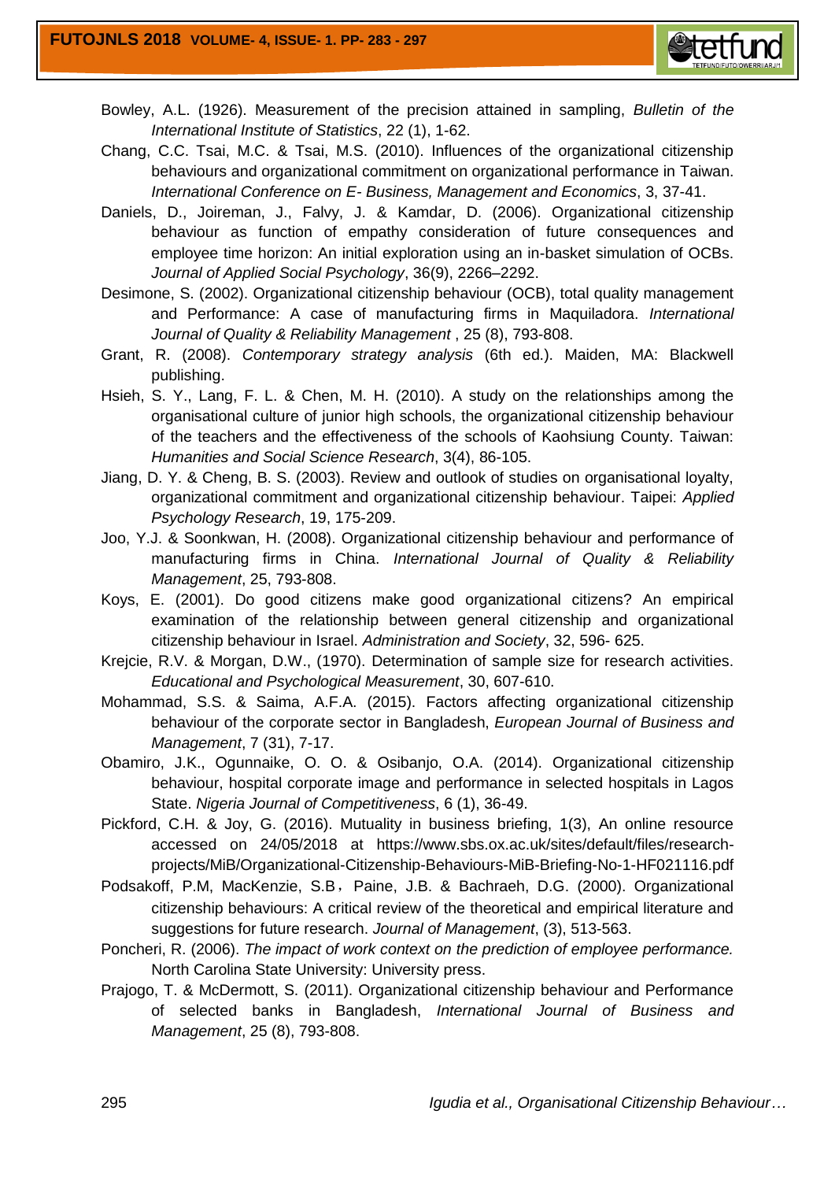Bowley, A.L. (1926). Measurement of the precision attained in sampling, *Bulletin of the International Institute of Statistics*, 22 (1), 1-62.

Chang, C.C. Tsai, M.C. & Tsai, M.S. (2010). Influences of the organizational citizenship behaviours and organizational commitment on organizational performance in Taiwan. *International Conference on E- Business, Management and Economics*, 3, 37-41.

Daniels, D., Joireman, J., Falvy, J. & Kamdar, D. (2006). Organizational citizenship behaviour as function of empathy consideration of future consequences and employee time horizon: An initial exploration using an in-basket simulation of OCBs. *Journal of Applied Social Psychology*, 36(9), 2266–2292.

Desimone, S. (2002). Organizational citizenship behaviour (OCB), total quality management and Performance: A case of manufacturing firms in Maquiladora. *International Journal of Quality & Reliability Management* , 25 (8), 793-808.

Grant, R. (2008). *Contemporary strategy analysis* (6th ed.). Maiden, MA: Blackwell publishing.

Hsieh, S. Y., Lang, F. L. & Chen, M. H. (2010). A study on the relationships among the organisational culture of junior high schools, the organizational citizenship behaviour of the teachers and the effectiveness of the schools of Kaohsiung County. Taiwan: *Humanities and Social Science Research*, 3(4), 86-105.

Jiang, D. Y. & Cheng, B. S. (2003). Review and outlook of studies on organisational loyalty, organizational commitment and organizational citizenship behaviour. Taipei: *Applied Psychology Research*, 19, 175-209.

Joo, Y.J. & Soonkwan, H. (2008). Organizational citizenship behaviour and performance of manufacturing firms in China. *International Journal of Quality & Reliability Management*, 25, 793-808.

Koys, E. (2001). Do good citizens make good organizational citizens? An empirical examination of the relationship between general citizenship and organizational citizenship behaviour in Israel. *Administration and Society*, 32, 596- 625.

Krejcie, R.V. & Morgan, D.W., (1970). Determination of sample size for research activities. *Educational and Psychological Measurement*, 30, 607-610.

Mohammad, S.S. & Saima, A.F.A. (2015). Factors affecting organizational citizenship behaviour of the corporate sector in Bangladesh, *European Journal of Business and Management*, 7 (31), 7-17.

Obamiro, J.K., Ogunnaike, O. O. & Osibanjo, O.A. (2014). Organizational citizenship behaviour, hospital corporate image and performance in selected hospitals in Lagos State. *Nigeria Journal of Competitiveness*, 6 (1), 36-49.

Pickford, C.H. & Joy, G. (2016). Mutuality in business briefing, 1(3), An online resource accessed on 24/05/2018 at https://www.sbs.ox.ac.uk/sites/default/files/research-projects/MiB/Organizational-Citizenship-Behaviours-MiB-Briefing-No-1-HF021116.pdf

Podsakoff, P.M, MacKenzie, S.B，Paine, J.B. & Bachraeh, D.G. (2000). Organizational citizenship behaviours: A critical review of the theoretical and empirical literature and suggestions for future research. *Journal of Management*, (3), 513-563.

Poncheri, R. (2006). *The impact of work context on the prediction of employee performance.* North Carolina State University: University press.

Prajogo, T. & McDermott, S. (2011). Organizational citizenship behaviour and Performance of selected banks in Bangladesh, *International Journal of Business and Management*, 25 (8), 793-808.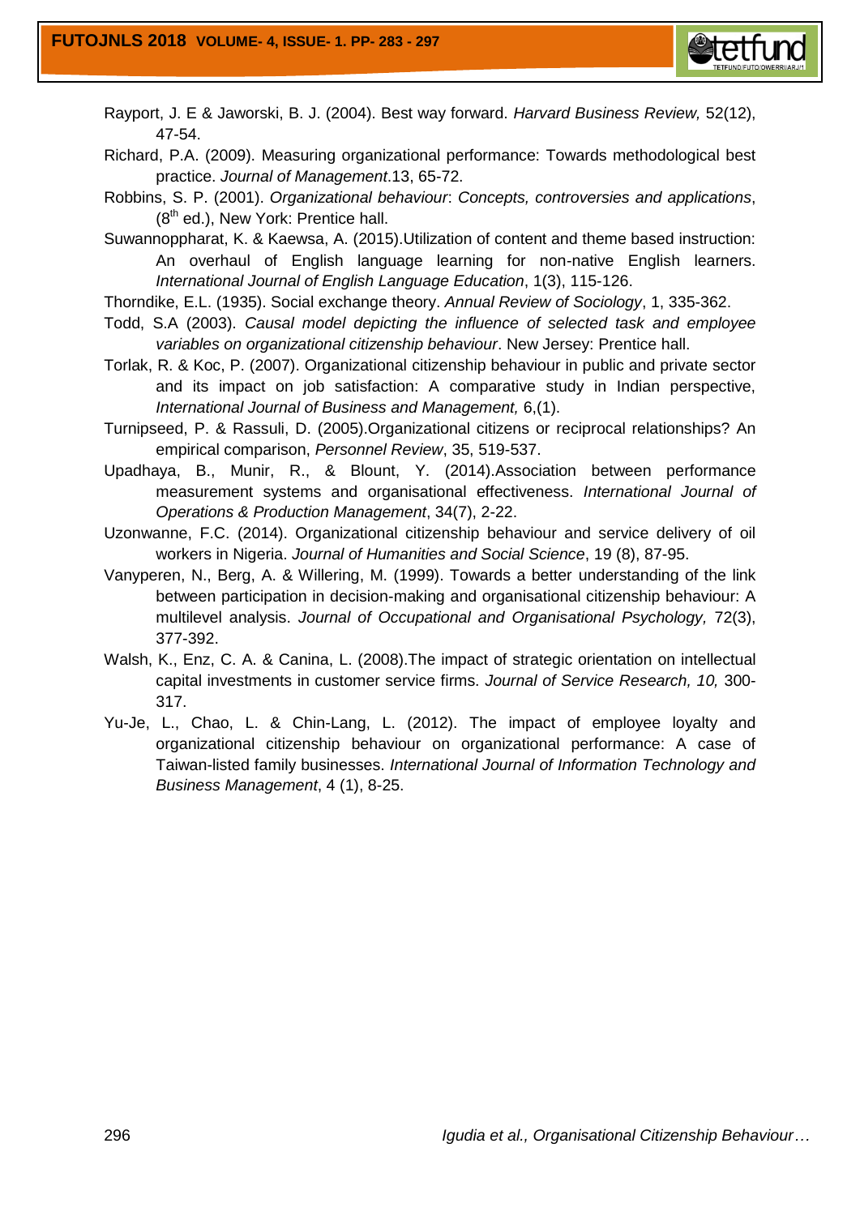Rayport, J. E & Jaworski, B. J. (2004). Best way forward. *Harvard Business Review,* 52(12), 47-54.

Richard, P.A. (2009). Measuring organizational performance: Towards methodological best practice. *Journal of Management*.13, 65-72.

Robbins, S. P. (2001). *Organizational behaviour*: *Concepts, controversies and applications*, (8th ed.), New York: Prentice hall.

Suwannoppharat, K. & Kaewsa, A. (2015).Utilization of content and theme based instruction: An overhaul of English language learning for non-native English learners. *International Journal of English Language Education*, 1(3), 115-126.

Thorndike, E.L. (1935). Social exchange theory. *Annual Review of Sociology*, 1, 335-362.

Todd, S.A (2003). *Causal model depicting the influence of selected task and employee variables on organizational citizenship behaviour*. New Jersey: Prentice hall.

Torlak, R. & Koc, P. (2007). Organizational citizenship behaviour in public and private sector and its impact on job satisfaction: A comparative study in Indian perspective, *International Journal of Business and Management,* 6,(1).

Turnipseed, P. & Rassuli, D. (2005).Organizational citizens or reciprocal relationships? An empirical comparison, *Personnel Review*, 35, 519-537.

Upadhaya, B., Munir, R., & Blount, Y. (2014).Association between performance measurement systems and organisational effectiveness. *International Journal of Operations & Production Management*, 34(7), 2-22.

Uzonwanne, F.C. (2014). Organizational citizenship behaviour and service delivery of oil workers in Nigeria. *Journal of Humanities and Social Science*, 19 (8), 87-95.

Vanyperen, N., Berg, A. & Willering, M. (1999). Towards a better understanding of the link between participation in decision-making and organisational citizenship behaviour: A multilevel analysis. *Journal of Occupational and Organisational Psychology,* 72(3), 377-392.

Walsh, K., Enz, C. A. & Canina, L. (2008).The impact of strategic orientation on intellectual capital investments in customer service firms. *Journal of Service Research, 10,* 300-317.

Yu-Je, L., Chao, L. & Chin-Lang, L. (2012). The impact of employee loyalty and organizational citizenship behaviour on organizational performance: A case of Taiwan-listed family businesses. *International Journal of Information Technology and Business Management*, 4 (1), 8-25.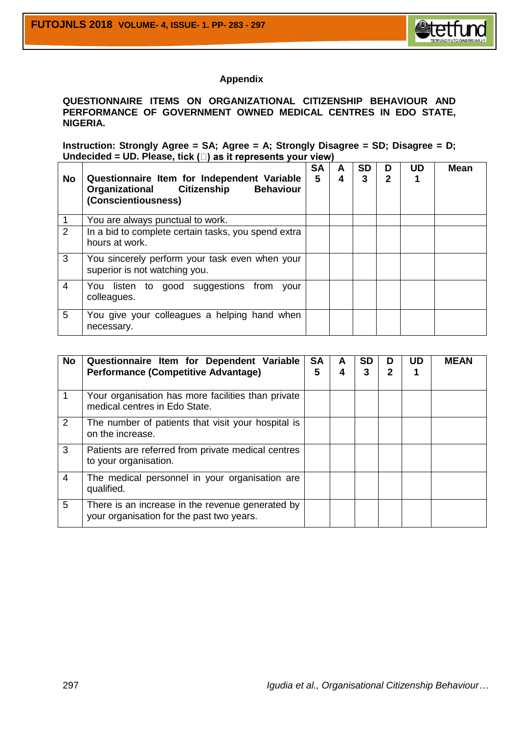## Appendix

**QUESTIONNAIRE ITEMS ON ORGANIZATIONAL CITIZENSHIP BEHAVIOUR AND PERFORMANCE OF GOVERNMENT OWNED MEDICAL CENTRES IN EDO STATE, NIGERIA.**

**Instruction: Strongly Agree = SA; Agree = A; Strongly Disagree = SD; Disagree = D; Undecided = UD. Please, tick (□) as it represents your view)**

| No | Questionnaire Item for Independent Variable Organizational Citizenship Behaviour (Conscientiousness) | SA 5 | A 4 | SD 3 | D 2 | UD 1 | Mean |
|---|---|---|---|---|---|---|---|
| 1 | You are always punctual to work. | | | | | | |
| 2 | In a bid to complete certain tasks, you spend extra hours at work. | | | | | | |
| 3 | You sincerely perform your task even when your superior is not watching you. | | | | | | |
| 4 | You listen to good suggestions from your colleagues. | | | | | | |
| 5 | You give your colleagues a helping hand when necessary. | | | | | | |

| No | Questionnaire Item for Dependent Variable Performance (Competitive Advantage) | SA 5 | A 4 | SD 3 | D 2 | UD 1 | MEAN |
|---|---|---|---|---|---|---|---|
| 1 | Your organisation has more facilities than private medical centres in Edo State. | | | | | | |
| 2 | The number of patients that visit your hospital is on the increase. | | | | | | |
| 3 | Patients are referred from private medical centres to your organisation. | | | | | | |
| 4 | The medical personnel in your organisation are qualified. | | | | | | |
| 5 | There is an increase in the revenue generated by your organisation for the past two years. | | | | | | |